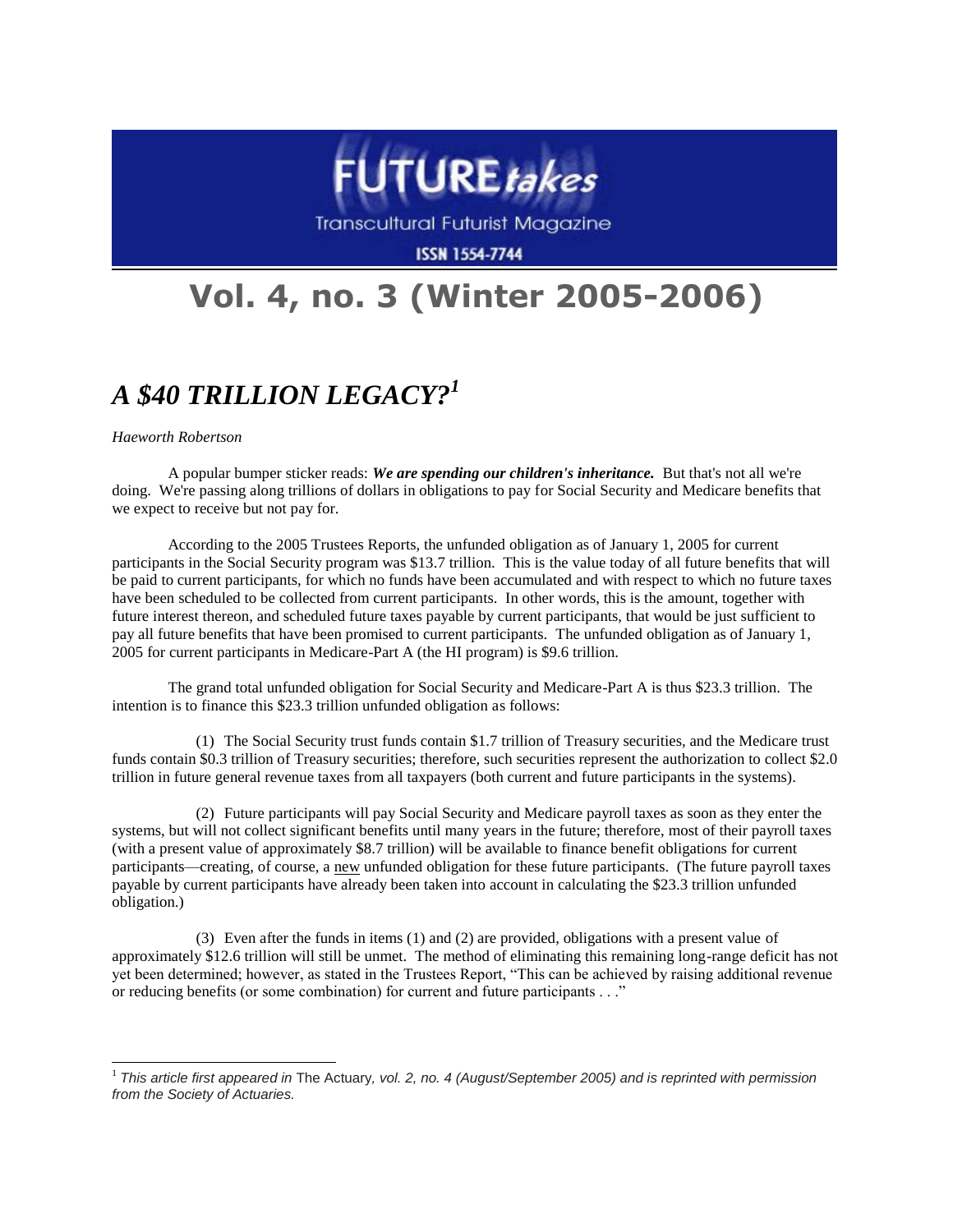FUTURE*takes*

Transcultural Futurist Magazine

ISSN 1554-7744

# Vol. 4, no. 3 (Winter 2005-2006)

## *A $40 TRILLION LEGACY?*[1]

*Haeworth Robertson*

A popular bumper sticker reads: ***We are spending our children's inheritance.*** But that's not all we're doing. We're passing along trillions of dollars in obligations to pay for Social Security and Medicare benefits that we expect to receive but not pay for.

According to the 2005 Trustees Reports, the unfunded obligation as of January 1, 2005 for current participants in the Social Security program was $13.7 trillion. This is the value today of all future benefits that will be paid to current participants, for which no funds have been accumulated and with respect to which no future taxes have been scheduled to be collected from current participants. In other words, this is the amount, together with future interest thereon, and scheduled future taxes payable by current participants, that would be just sufficient to pay all future benefits that have been promised to current participants. The unfunded obligation as of January 1, 2005 for current participants in Medicare-Part A (the HI program) is $9.6 trillion.

The grand total unfunded obligation for Social Security and Medicare-Part A is thus $23.3 trillion. The intention is to finance this $23.3 trillion unfunded obligation as follows:

(1) The Social Security trust funds contain $1.7 trillion of Treasury securities, and the Medicare trust funds contain $0.3 trillion of Treasury securities; therefore, such securities represent the authorization to collect $2.0 trillion in future general revenue taxes from all taxpayers (both current and future participants in the systems).

(2) Future participants will pay Social Security and Medicare payroll taxes as soon as they enter the systems, but will not collect significant benefits until many years in the future; therefore, most of their payroll taxes (with a present value of approximately $8.7 trillion) will be available to finance benefit obligations for current participants—creating, of course, a new unfunded obligation for these future participants. (The future payroll taxes payable by current participants have already been taken into account in calculating the $23.3 trillion unfunded obligation.)

(3) Even after the funds in items (1) and (2) are provided, obligations with a present value of approximately $12.6 trillion will still be unmet. The method of eliminating this remaining long-range deficit has not yet been determined; however, as stated in the Trustees Report, "This can be achieved by raising additional revenue or reducing benefits (or some combination) for current and future participants . . ."

---

[1] *This article first appeared in* The Actuary*, vol. 2, no. 4 (August/September 2005) and is reprinted with permission from the Society of Actuaries.*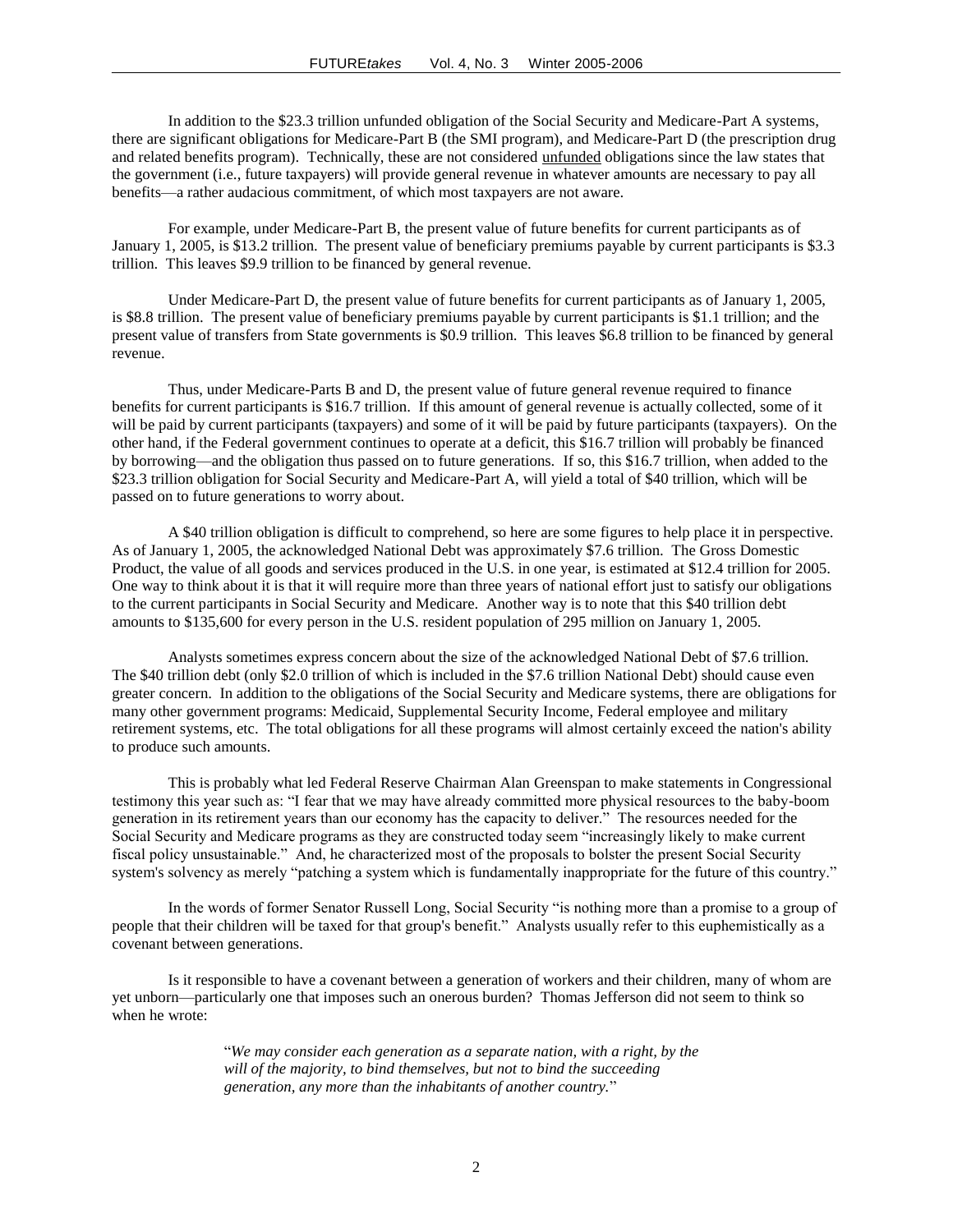In addition to the $23.3 trillion unfunded obligation of the Social Security and Medicare-Part A systems, there are significant obligations for Medicare-Part B (the SMI program), and Medicare-Part D (the prescription drug and related benefits program). Technically, these are not considered <u>unfunded</u> obligations since the law states that the government (i.e., future taxpayers) will provide general revenue in whatever amounts are necessary to pay all benefits—a rather audacious commitment, of which most taxpayers are not aware.

For example, under Medicare-Part B, the present value of future benefits for current participants as of January 1, 2005, is $13.2 trillion. The present value of beneficiary premiums payable by current participants is $3.3 trillion. This leaves $9.9 trillion to be financed by general revenue.

Under Medicare-Part D, the present value of future benefits for current participants as of January 1, 2005, is $8.8 trillion. The present value of beneficiary premiums payable by current participants is $1.1 trillion; and the present value of transfers from State governments is $0.9 trillion. This leaves $6.8 trillion to be financed by general revenue.

Thus, under Medicare-Parts B and D, the present value of future general revenue required to finance benefits for current participants is $16.7 trillion. If this amount of general revenue is actually collected, some of it will be paid by current participants (taxpayers) and some of it will be paid by future participants (taxpayers). On the other hand, if the Federal government continues to operate at a deficit, this $16.7 trillion will probably be financed by borrowing—and the obligation thus passed on to future generations. If so, this $16.7 trillion, when added to the $23.3 trillion obligation for Social Security and Medicare-Part A, will yield a total of $40 trillion, which will be passed on to future generations to worry about.

A $40 trillion obligation is difficult to comprehend, so here are some figures to help place it in perspective. As of January 1, 2005, the acknowledged National Debt was approximately $7.6 trillion. The Gross Domestic Product, the value of all goods and services produced in the U.S. in one year, is estimated at $12.4 trillion for 2005. One way to think about it is that it will require more than three years of national effort just to satisfy our obligations to the current participants in Social Security and Medicare. Another way is to note that this $40 trillion debt amounts to $135,600 for every person in the U.S. resident population of 295 million on January 1, 2005.

Analysts sometimes express concern about the size of the acknowledged National Debt of $7.6 trillion. The $40 trillion debt (only $2.0 trillion of which is included in the $7.6 trillion National Debt) should cause even greater concern. In addition to the obligations of the Social Security and Medicare systems, there are obligations for many other government programs: Medicaid, Supplemental Security Income, Federal employee and military retirement systems, etc. The total obligations for all these programs will almost certainly exceed the nation's ability to produce such amounts.

This is probably what led Federal Reserve Chairman Alan Greenspan to make statements in Congressional testimony this year such as: "I fear that we may have already committed more physical resources to the baby-boom generation in its retirement years than our economy has the capacity to deliver." The resources needed for the Social Security and Medicare programs as they are constructed today seem "increasingly likely to make current fiscal policy unsustainable." And, he characterized most of the proposals to bolster the present Social Security system's solvency as merely "patching a system which is fundamentally inappropriate for the future of this country."

In the words of former Senator Russell Long, Social Security "is nothing more than a promise to a group of people that their children will be taxed for that group's benefit." Analysts usually refer to this euphemistically as a covenant between generations.

Is it responsible to have a covenant between a generation of workers and their children, many of whom are yet unborn—particularly one that imposes such an onerous burden? Thomas Jefferson did not seem to think so when he wrote:

> "*We may consider each generation as a separate nation, with a right, by the will of the majority, to bind themselves, but not to bind the succeeding generation, any more than the inhabitants of another country.*"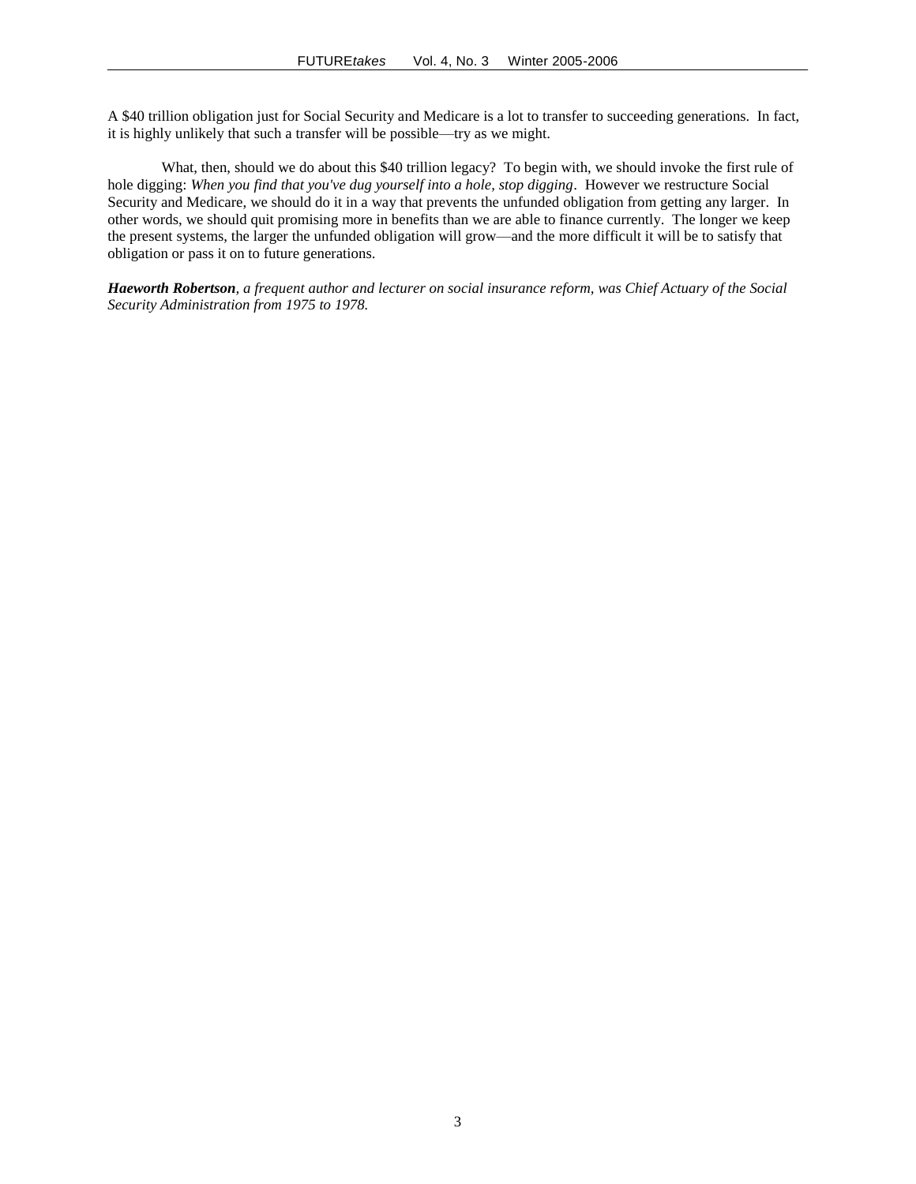A $40 trillion obligation just for Social Security and Medicare is a lot to transfer to succeeding generations. In fact, it is highly unlikely that such a transfer will be possible—try as we might.

What, then, should we do about this $40 trillion legacy? To begin with, we should invoke the first rule of hole digging: *When you find that you've dug yourself into a hole, stop digging*. However we restructure Social Security and Medicare, we should do it in a way that prevents the unfunded obligation from getting any larger. In other words, we should quit promising more in benefits than we are able to finance currently. The longer we keep the present systems, the larger the unfunded obligation will grow—and the more difficult it will be to satisfy that obligation or pass it on to future generations.

***Haeworth Robertson****, a frequent author and lecturer on social insurance reform, was Chief Actuary of the Social Security Administration from 1975 to 1978.*